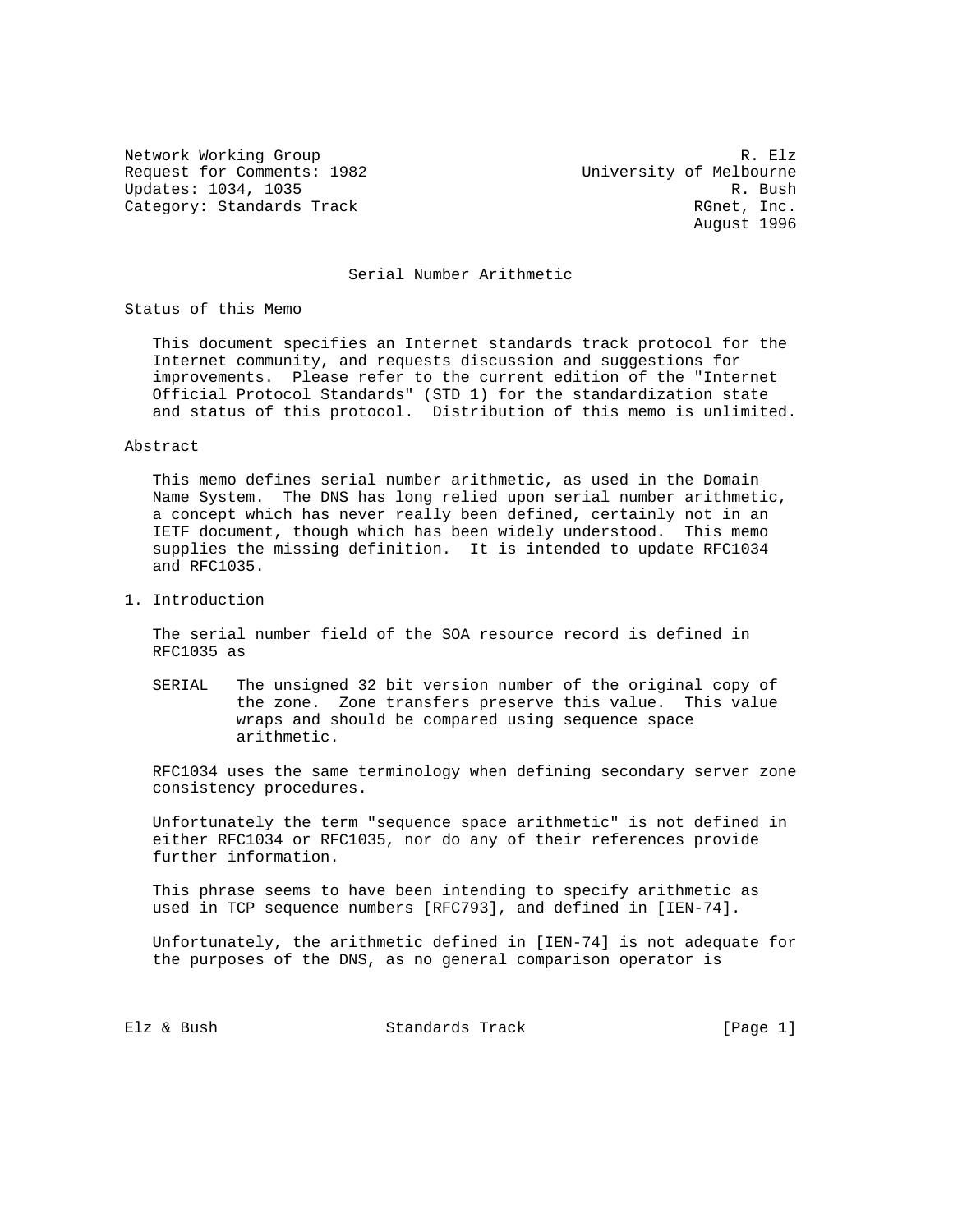Network Working Group — R. Elz
Request for Comments: 1982 — University of Melbourne
Updates: 1034, 1035 — R. Bush
Category: Standards Track — RGnet, Inc.
August 1996

# Serial Number Arithmetic

## Status of this Memo

This document specifies an Internet standards track protocol for the Internet community, and requests discussion and suggestions for improvements. Please refer to the current edition of the "Internet Official Protocol Standards" (STD 1) for the standardization state and status of this protocol. Distribution of this memo is unlimited.

## Abstract

This memo defines serial number arithmetic, as used in the Domain Name System. The DNS has long relied upon serial number arithmetic, a concept which has never really been defined, certainly not in an IETF document, though which has been widely understood. This memo supplies the missing definition. It is intended to update RFC1034 and RFC1035.

## 1. Introduction

The serial number field of the SOA resource record is defined in RFC1035 as

SERIAL — The unsigned 32 bit version number of the original copy of the zone. Zone transfers preserve this value. This value wraps and should be compared using sequence space arithmetic.

RFC1034 uses the same terminology when defining secondary server zone consistency procedures.

Unfortunately the term "sequence space arithmetic" is not defined in either RFC1034 or RFC1035, nor do any of their references provide further information.

This phrase seems to have been intending to specify arithmetic as used in TCP sequence numbers [RFC793], and defined in [IEN-74].

Unfortunately, the arithmetic defined in [IEN-74] is not adequate for the purposes of the DNS, as no general comparison operator is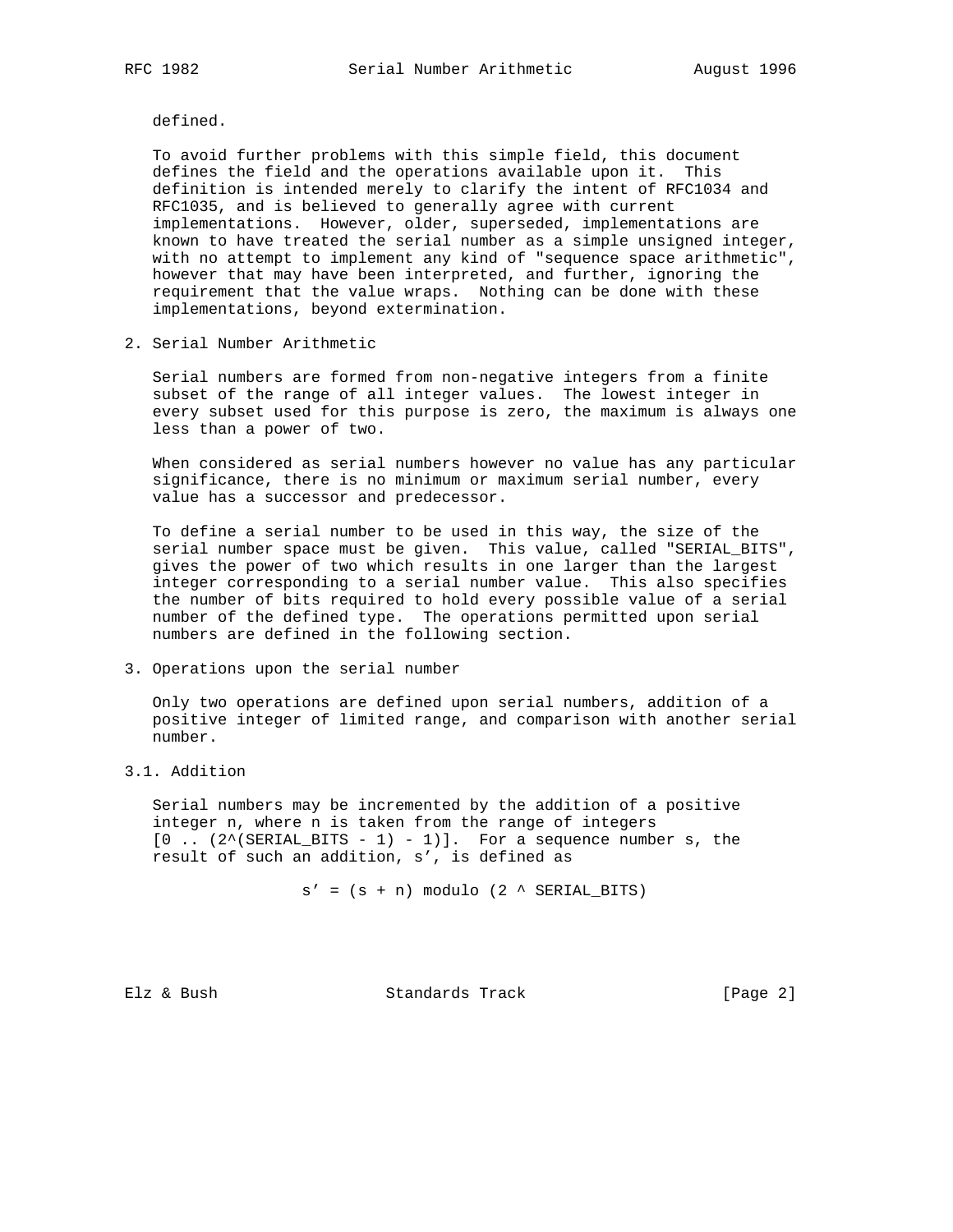defined.

To avoid further problems with this simple field, this document defines the field and the operations available upon it. This definition is intended merely to clarify the intent of RFC1034 and RFC1035, and is believed to generally agree with current implementations. However, older, superseded, implementations are known to have treated the serial number as a simple unsigned integer, with no attempt to implement any kind of "sequence space arithmetic", however that may have been interpreted, and further, ignoring the requirement that the value wraps. Nothing can be done with these implementations, beyond extermination.

## 2. Serial Number Arithmetic

Serial numbers are formed from non-negative integers from a finite subset of the range of all integer values. The lowest integer in every subset used for this purpose is zero, the maximum is always one less than a power of two.

When considered as serial numbers however no value has any particular significance, there is no minimum or maximum serial number, every value has a successor and predecessor.

To define a serial number to be used in this way, the size of the serial number space must be given. This value, called "SERIAL_BITS", gives the power of two which results in one larger than the largest integer corresponding to a serial number value. This also specifies the number of bits required to hold every possible value of a serial number of the defined type. The operations permitted upon serial numbers are defined in the following section.

## 3. Operations upon the serial number

Only two operations are defined upon serial numbers, addition of a positive integer of limited range, and comparison with another serial number.

### 3.1. Addition

Serial numbers may be incremented by the addition of a positive integer n, where n is taken from the range of integers $[0 .. (2^{(SERIAL\_BITS - 1)} - 1)]$. For a sequence number s, the result of such an addition, s', is defined as

$$s' = (s + n) \text{ modulo } (2 ^ {SERIAL\_BITS})$$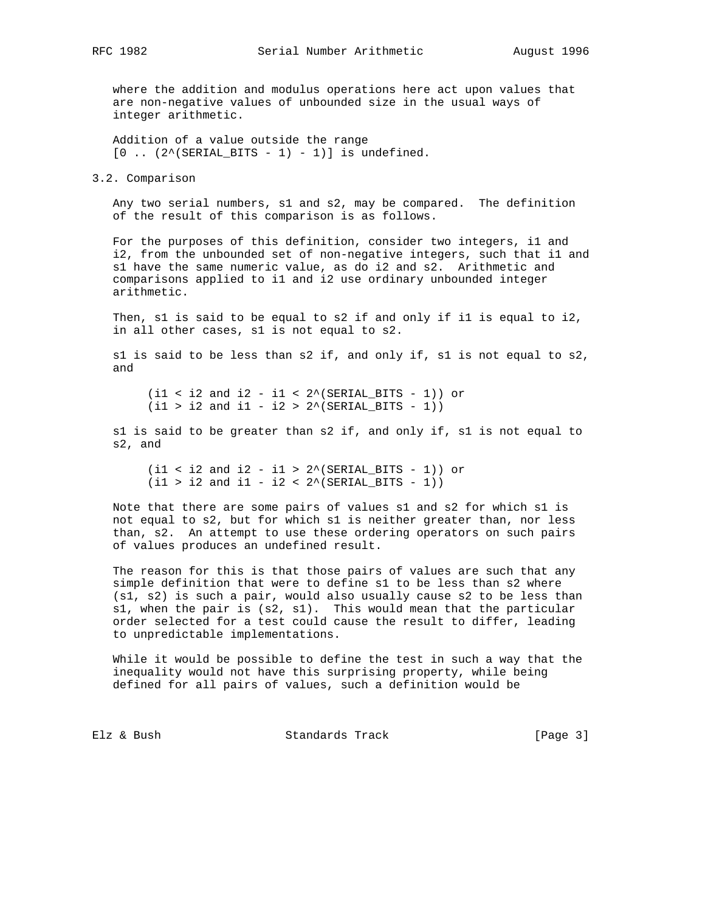where the addition and modulus operations here act upon values that are non-negative values of unbounded size in the usual ways of integer arithmetic.

Addition of a value outside the range [0 .. (2^(SERIAL_BITS - 1) - 1)] is undefined.

## 3.2. Comparison

Any two serial numbers, s1 and s2, may be compared. The definition of the result of this comparison is as follows.

For the purposes of this definition, consider two integers, i1 and i2, from the unbounded set of non-negative integers, such that i1 and s1 have the same numeric value, as do i2 and s2. Arithmetic and comparisons applied to i1 and i2 use ordinary unbounded integer arithmetic.

Then, s1 is said to be equal to s2 if and only if i1 is equal to i2, in all other cases, s1 is not equal to s2.

s1 is said to be less than s2 if, and only if, s1 is not equal to s2, and

```
(i1 < i2 and i2 - i1 < 2^(SERIAL_BITS - 1)) or
(i1 > i2 and i1 - i2 > 2^(SERIAL_BITS - 1))
```

s1 is said to be greater than s2 if, and only if, s1 is not equal to s2, and

```
(i1 < i2 and i2 - i1 > 2^(SERIAL_BITS - 1)) or
(i1 > i2 and i1 - i2 < 2^(SERIAL_BITS - 1))
```

Note that there are some pairs of values s1 and s2 for which s1 is not equal to s2, but for which s1 is neither greater than, nor less than, s2. An attempt to use these ordering operators on such pairs of values produces an undefined result.

The reason for this is that those pairs of values are such that any simple definition that were to define s1 to be less than s2 where (s1, s2) is such a pair, would also usually cause s2 to be less than s1, when the pair is (s2, s1). This would mean that the particular order selected for a test could cause the result to differ, leading to unpredictable implementations.

While it would be possible to define the test in such a way that the inequality would not have this surprising property, while being defined for all pairs of values, such a definition would be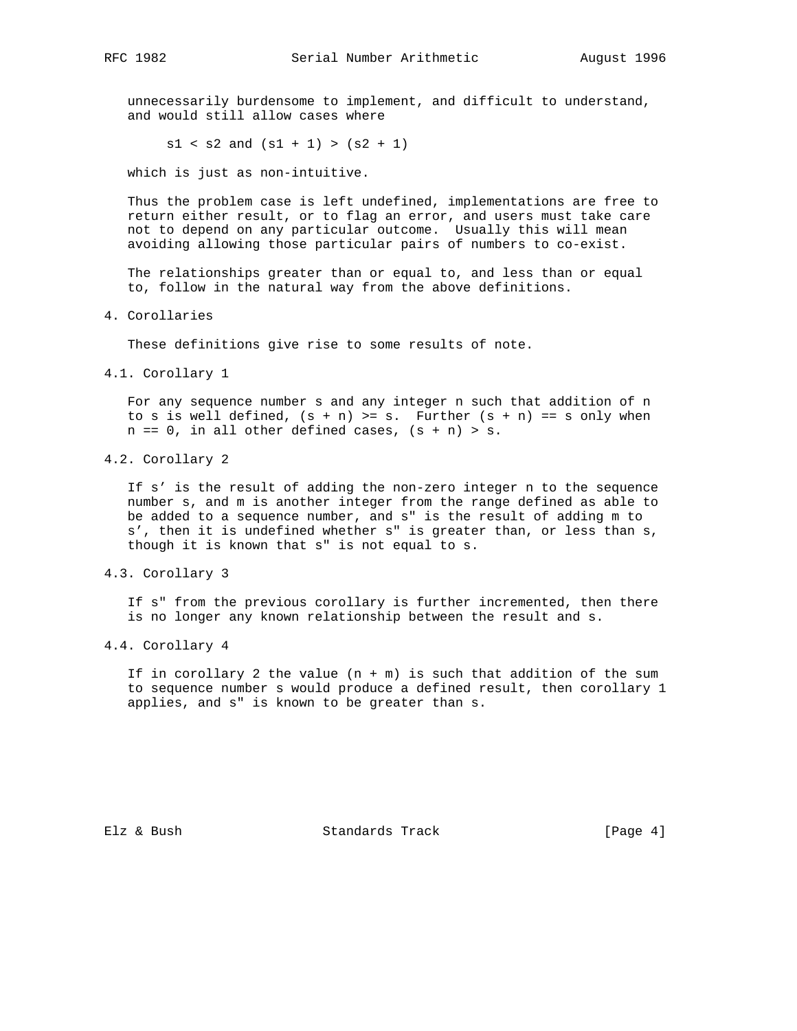unnecessarily burdensome to implement, and difficult to understand, and would still allow cases where

$$s1 < s2 \text{ and } (s1 + 1) > (s2 + 1)$$

which is just as non-intuitive.

Thus the problem case is left undefined, implementations are free to return either result, or to flag an error, and users must take care not to depend on any particular outcome. Usually this will mean avoiding allowing those particular pairs of numbers to co-exist.

The relationships greater than or equal to, and less than or equal to, follow in the natural way from the above definitions.

## 4. Corollaries

These definitions give rise to some results of note.

### 4.1. Corollary 1

For any sequence number s and any integer n such that addition of n to s is well defined, $(s + n) >= s$. Further $(s + n) == s$ only when $n == 0$, in all other defined cases, $(s + n) > s$.

### 4.2. Corollary 2

If s' is the result of adding the non-zero integer n to the sequence number s, and m is another integer from the range defined as able to be added to a sequence number, and s" is the result of adding m to s', then it is undefined whether s" is greater than, or less than s, though it is known that s" is not equal to s.

### 4.3. Corollary 3

If s" from the previous corollary is further incremented, then there is no longer any known relationship between the result and s.

### 4.4. Corollary 4

If in corollary 2 the value $(n + m)$ is such that addition of the sum to sequence number s would produce a defined result, then corollary 1 applies, and s" is known to be greater than s.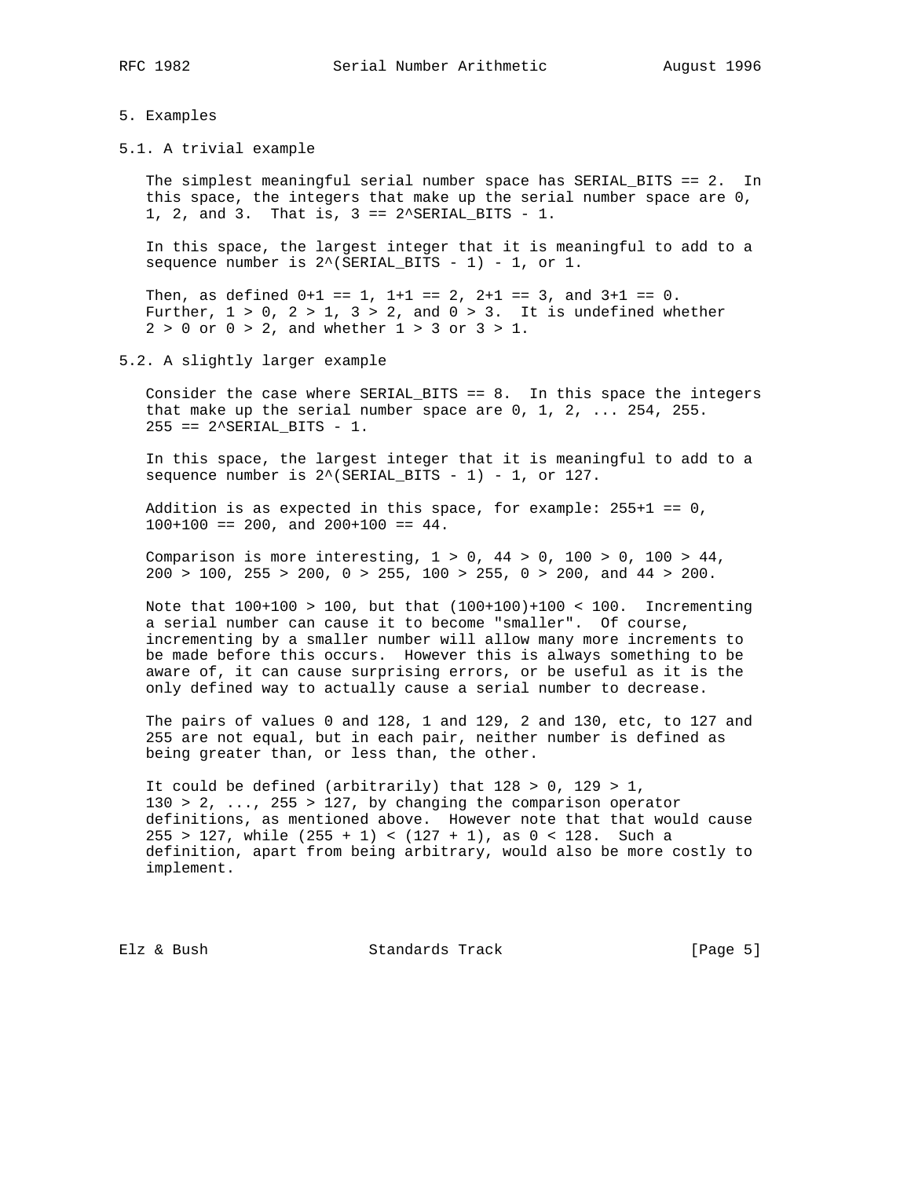## 5. Examples

### 5.1. A trivial example

The simplest meaningful serial number space has SERIAL_BITS == 2. In this space, the integers that make up the serial number space are 0, 1, 2, and 3. That is, 3 == 2^SERIAL_BITS - 1.

In this space, the largest integer that it is meaningful to add to a sequence number is 2^(SERIAL_BITS - 1) - 1, or 1.

Then, as defined 0+1 == 1, 1+1 == 2, 2+1 == 3, and 3+1 == 0. Further, 1 > 0, 2 > 1, 3 > 2, and 0 > 3. It is undefined whether 2 > 0 or 0 > 2, and whether 1 > 3 or 3 > 1.

### 5.2. A slightly larger example

Consider the case where SERIAL_BITS == 8. In this space the integers that make up the serial number space are 0, 1, 2, ... 254, 255. 255 == 2^SERIAL_BITS - 1.

In this space, the largest integer that it is meaningful to add to a sequence number is 2^(SERIAL_BITS - 1) - 1, or 127.

Addition is as expected in this space, for example: 255+1 == 0, 100+100 == 200, and 200+100 == 44.

Comparison is more interesting, 1 > 0, 44 > 0, 100 > 0, 100 > 44, 200 > 100, 255 > 200, 0 > 255, 100 > 255, 0 > 200, and 44 > 200.

Note that 100+100 > 100, but that (100+100)+100 < 100. Incrementing a serial number can cause it to become "smaller". Of course, incrementing by a smaller number will allow many more increments to be made before this occurs. However this is always something to be aware of, it can cause surprising errors, or be useful as it is the only defined way to actually cause a serial number to decrease.

The pairs of values 0 and 128, 1 and 129, 2 and 130, etc, to 127 and 255 are not equal, but in each pair, neither number is defined as being greater than, or less than, the other.

It could be defined (arbitrarily) that 128 > 0, 129 > 1, 130 > 2, ..., 255 > 127, by changing the comparison operator definitions, as mentioned above. However note that that would cause 255 > 127, while (255 + 1) < (127 + 1), as 0 < 128. Such a definition, apart from being arbitrary, would also be more costly to implement.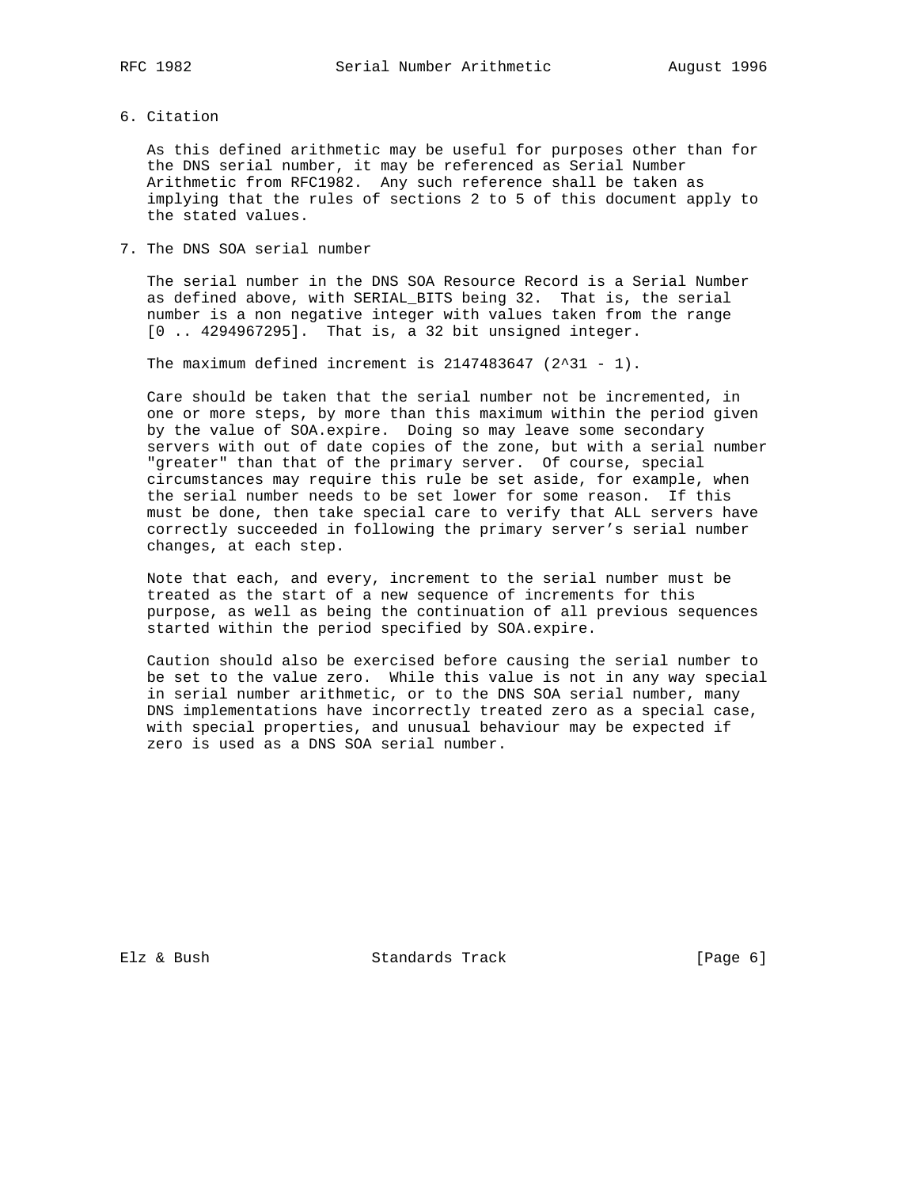## 6. Citation

As this defined arithmetic may be useful for purposes other than for the DNS serial number, it may be referenced as Serial Number Arithmetic from RFC1982. Any such reference shall be taken as implying that the rules of sections 2 to 5 of this document apply to the stated values.

## 7. The DNS SOA serial number

The serial number in the DNS SOA Resource Record is a Serial Number as defined above, with SERIAL_BITS being 32. That is, the serial number is a non negative integer with values taken from the range [0 .. 4294967295]. That is, a 32 bit unsigned integer.

The maximum defined increment is 2147483647 ($2^{31} - 1$).

Care should be taken that the serial number not be incremented, in one or more steps, by more than this maximum within the period given by the value of SOA.expire. Doing so may leave some secondary servers with out of date copies of the zone, but with a serial number "greater" than that of the primary server. Of course, special circumstances may require this rule be set aside, for example, when the serial number needs to be set lower for some reason. If this must be done, then take special care to verify that ALL servers have correctly succeeded in following the primary server's serial number changes, at each step.

Note that each, and every, increment to the serial number must be treated as the start of a new sequence of increments for this purpose, as well as being the continuation of all previous sequences started within the period specified by SOA.expire.

Caution should also be exercised before causing the serial number to be set to the value zero. While this value is not in any way special in serial number arithmetic, or to the DNS SOA serial number, many DNS implementations have incorrectly treated zero as a special case, with special properties, and unusual behaviour may be expected if zero is used as a DNS SOA serial number.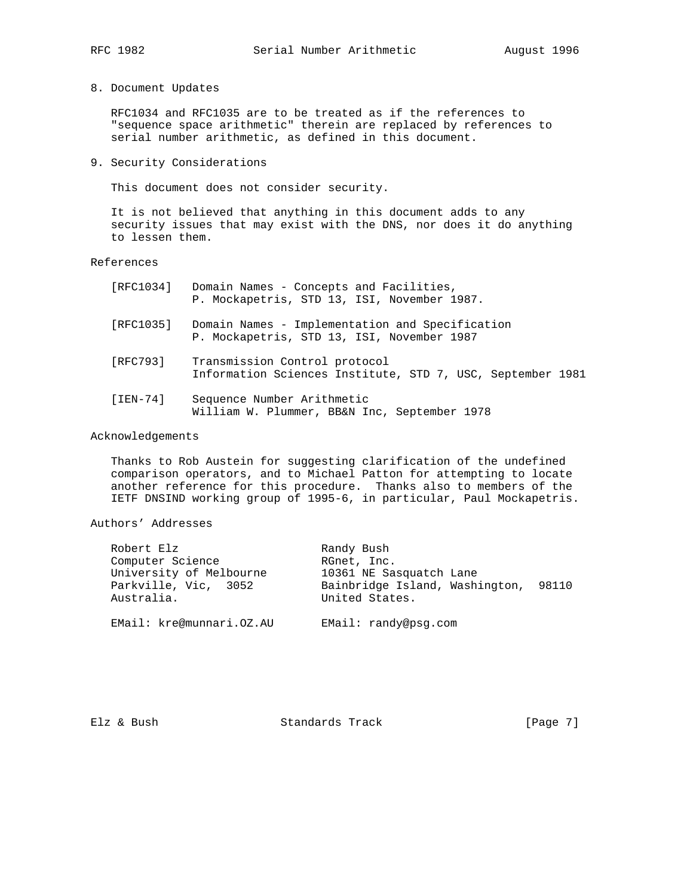## 8. Document Updates

RFC1034 and RFC1035 are to be treated as if the references to "sequence space arithmetic" therein are replaced by references to serial number arithmetic, as defined in this document.

## 9. Security Considerations

This document does not consider security.

It is not believed that anything in this document adds to any security issues that may exist with the DNS, nor does it do anything to lessen them.

## References

[RFC1034] Domain Names - Concepts and Facilities,
P. Mockapetris, STD 13, ISI, November 1987.

[RFC1035] Domain Names - Implementation and Specification
P. Mockapetris, STD 13, ISI, November 1987

[RFC793] Transmission Control protocol
Information Sciences Institute, STD 7, USC, September 1981

[IEN-74] Sequence Number Arithmetic
William W. Plummer, BB&N Inc, September 1978

## Acknowledgements

Thanks to Rob Austein for suggesting clarification of the undefined comparison operators, and to Michael Patton for attempting to locate another reference for this procedure. Thanks also to members of the IETF DNSIND working group of 1995-6, in particular, Paul Mockapetris.

## Authors' Addresses

Robert Elz
Computer Science
University of Melbourne
Parkville, Vic, 3052
Australia.

EMail: kre@munnari.OZ.AU

Randy Bush
RGnet, Inc.
10361 NE Sasquatch Lane
Bainbridge Island, Washington, 98110
United States.

EMail: randy@psg.com